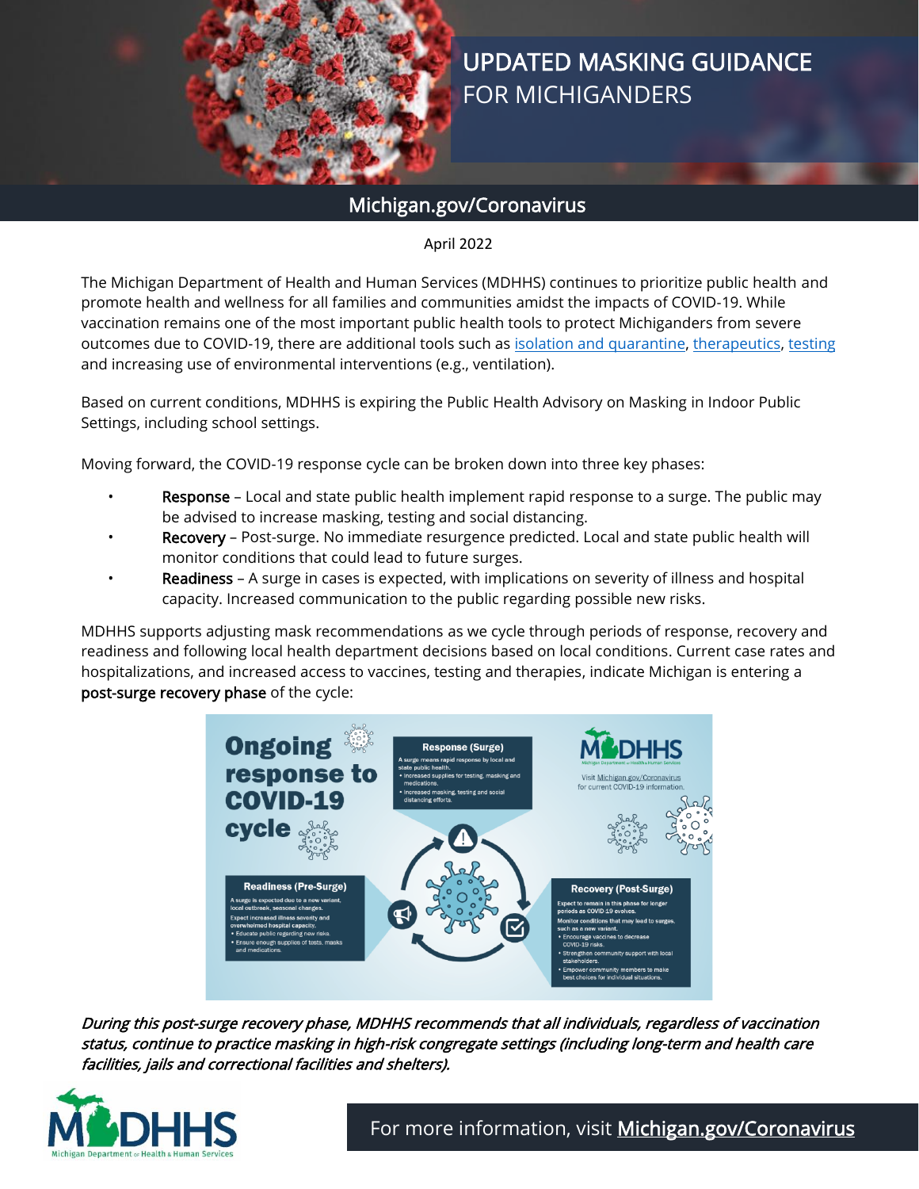# UPDATED MASKING GUIDANCE FOR MICHIGANDERS

## Michigan.gov/Coronavirus

April 2022

The Michigan Department of Health and Human Services (MDHHS) continues to prioritize public health and promote health and wellness for all families and communities amidst the impacts of COVID-19. While vaccination remains one of the most important public health tools to protect Michiganders from severe outcomes due to COVID-19, there are additional tools such as isolation and quarantine, therapeutics, testing and increasing use of environmental interventions (e.g., ventilation).

Based on current conditions, MDHHS is expiring the Public Health Advisory on Masking in Indoor Public Settings, including school settings.

Moving forward, the COVID-19 response cycle can be broken down into three key phases:

- Response – Local and state public health implement rapid response to a surge. The public may be advised to increase masking, testing and social distancing.
- Recovery – Post-surge. No immediate resurgence predicted. Local and state public health will monitor conditions that could lead to future surges.
- Readiness – A surge in cases is expected, with implications on severity of illness and hospital capacity. Increased communication to the public regarding possible new risks.

MDHHS supports adjusting mask recommendations as we cycle through periods of response, recovery and readiness and following local health department decisions based on local conditions. Current case rates and hospitalizations, and increased access to vaccines, testing and therapies, indicate Michigan is entering a post-surge recovery phase of the cycle:

**Ongoing response to COVID-19 cycle**

**Response (Surge)**
A surge means rapid response by local and state public health.
- Increased supplies for testing, masking and medications.
- Increased masking, testing and social distancing efforts.

**Recovery (Post-Surge)**
Expect to remain in this phase for longer periods as COVID-19 evolves.
Monitor conditions that may lead to surges, such as a new variant.
- Encourage vaccines to decrease COVID-19 risks.
- Strengthen community support with local stakeholders.
- Empower community members to make best choices for individual situations.

**Readiness (Pre-Surge)**
A surge is expected due to a new variant, local outbreak, seasonal changes.
Expect increased illness severity and overwhelmed hospital capacity.
- Educate public regarding new risks.
- Ensure enough supplies of tests, masks and medications.

Visit Michigan.gov/Coronavirus for current COVID-19 information.

*During this post-surge recovery phase, MDHHS recommends that all individuals, regardless of vaccination status, continue to practice masking in high-risk congregate settings (including long-term and health care facilities, jails and correctional facilities and shelters).*

For more information, visit Michigan.gov/Coronavirus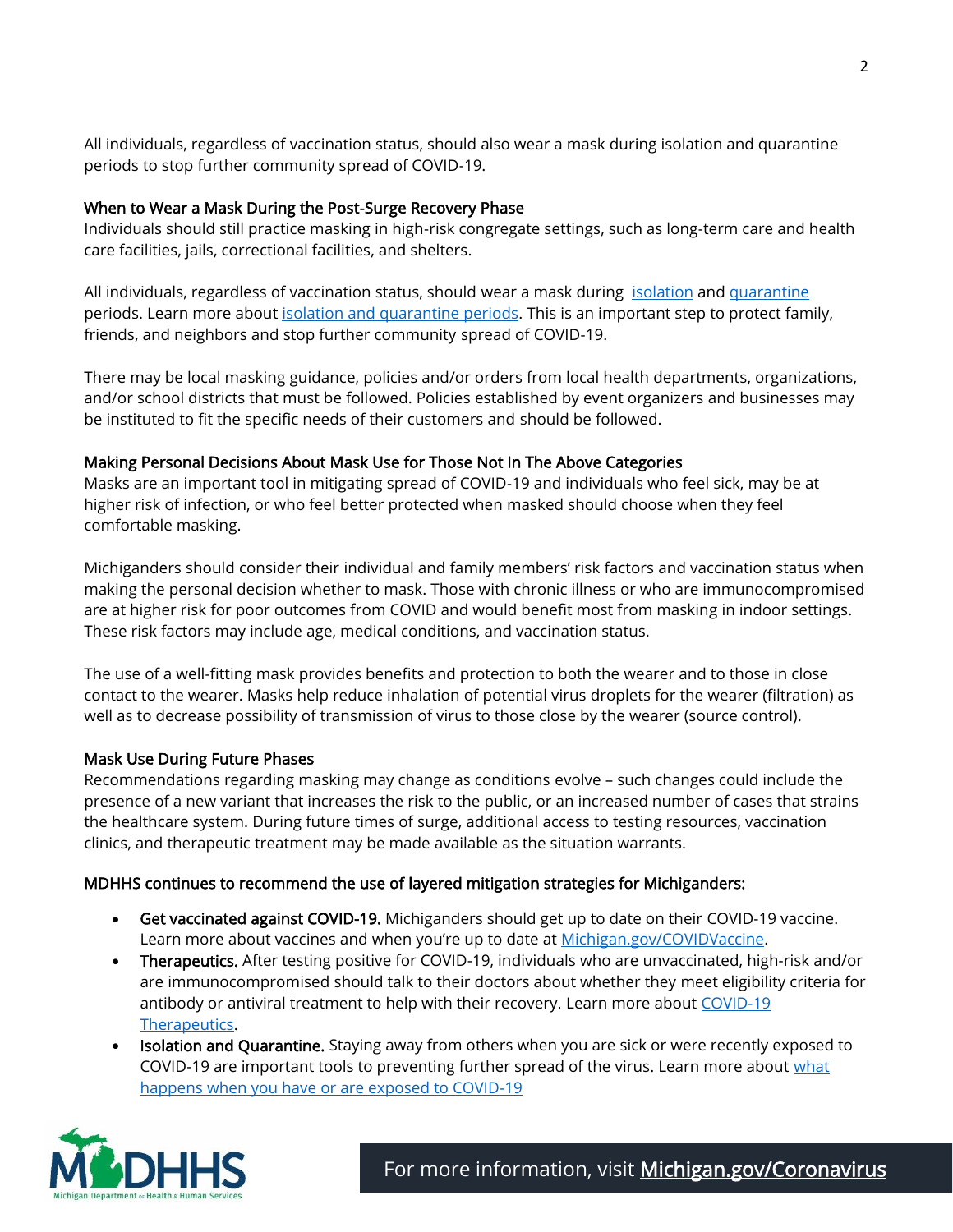All individuals, regardless of vaccination status, should also wear a mask during isolation and quarantine periods to stop further community spread of COVID-19.

### When to Wear a Mask During the Post-Surge Recovery Phase

Individuals should still practice masking in high-risk congregate settings, such as long-term care and health care facilities, jails, correctional facilities, and shelters.

All individuals, regardless of vaccination status, should wear a mask during [isolation] and [quarantine] periods. Learn more about [isolation and quarantine periods]. This is an important step to protect family, friends, and neighbors and stop further community spread of COVID-19.

There may be local masking guidance, policies and/or orders from local health departments, organizations, and/or school districts that must be followed. Policies established by event organizers and businesses may be instituted to fit the specific needs of their customers and should be followed.

### Making Personal Decisions About Mask Use for Those Not In The Above Categories

Masks are an important tool in mitigating spread of COVID-19 and individuals who feel sick, may be at higher risk of infection, or who feel better protected when masked should choose when they feel comfortable masking.

Michiganders should consider their individual and family members' risk factors and vaccination status when making the personal decision whether to mask. Those with chronic illness or who are immunocompromised are at higher risk for poor outcomes from COVID and would benefit most from masking in indoor settings. These risk factors may include age, medical conditions, and vaccination status.

The use of a well-fitting mask provides benefits and protection to both the wearer and to those in close contact to the wearer. Masks help reduce inhalation of potential virus droplets for the wearer (filtration) as well as to decrease possibility of transmission of virus to those close by the wearer (source control).

### Mask Use During Future Phases

Recommendations regarding masking may change as conditions evolve – such changes could include the presence of a new variant that increases the risk to the public, or an increased number of cases that strains the healthcare system. During future times of surge, additional access to testing resources, vaccination clinics, and therapeutic treatment may be made available as the situation warrants.

### MDHHS continues to recommend the use of layered mitigation strategies for Michiganders:

- **Get vaccinated against COVID-19.** Michiganders should get up to date on their COVID-19 vaccine. Learn more about vaccines and when you're up to date at [Michigan.gov/COVIDVaccine].
- **Therapeutics.** After testing positive for COVID-19, individuals who are unvaccinated, high-risk and/or are immunocompromised should talk to their doctors about whether they meet eligibility criteria for antibody or antiviral treatment to help with their recovery. Learn more about [COVID-19 Therapeutics].
- **Isolation and Quarantine.** Staying away from others when you are sick or were recently exposed to COVID-19 are important tools to preventing further spread of the virus. Learn more about [what happens when you have or are exposed to COVID-19]

For more information, visit **Michigan.gov/Coronavirus**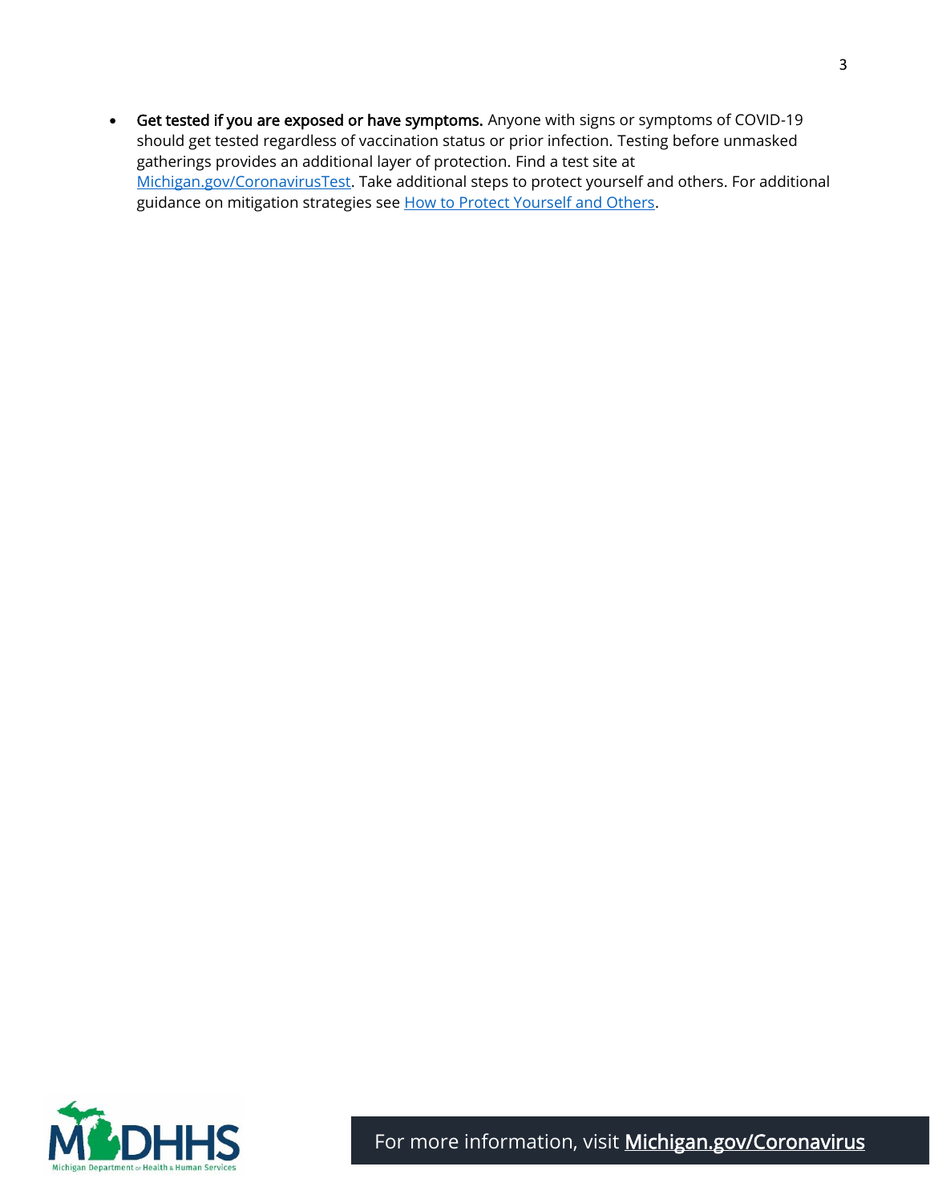- **Get tested if you are exposed or have symptoms.** Anyone with signs or symptoms of COVID-19 should get tested regardless of vaccination status or prior infection. Testing before unmasked gatherings provides an additional layer of protection. Find a test site at Michigan.gov/CoronavirusTest. Take additional steps to protect yourself and others. For additional guidance on mitigation strategies see How to Protect Yourself and Others.